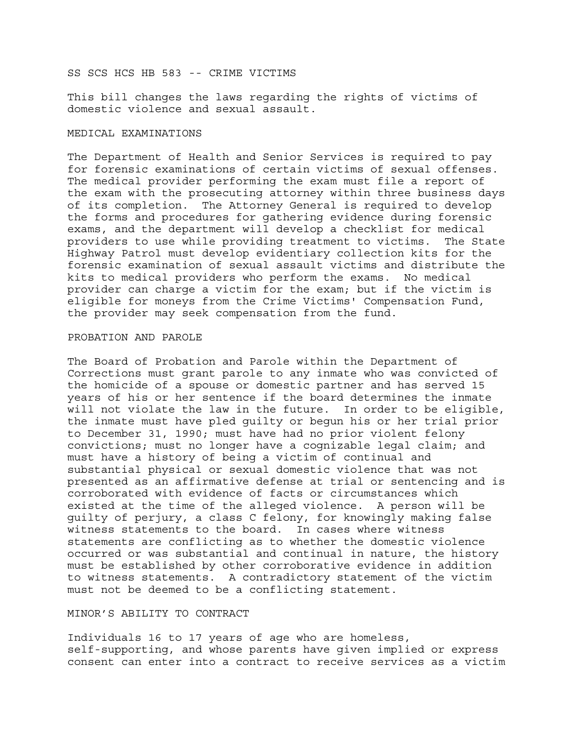# SS SCS HCS HB 583 -- CRIME VICTIMS

This bill changes the laws regarding the rights of victims of domestic violence and sexual assault.

## MEDICAL EXAMINATIONS

The Department of Health and Senior Services is required to pay for forensic examinations of certain victims of sexual offenses. The medical provider performing the exam must file a report of the exam with the prosecuting attorney within three business days of its completion. The Attorney General is required to develop the forms and procedures for gathering evidence during forensic exams, and the department will develop a checklist for medical providers to use while providing treatment to victims. The State Highway Patrol must develop evidentiary collection kits for the forensic examination of sexual assault victims and distribute the kits to medical providers who perform the exams. No medical provider can charge a victim for the exam; but if the victim is eligible for moneys from the Crime Victims' Compensation Fund, the provider may seek compensation from the fund.

## PROBATION AND PAROLE

The Board of Probation and Parole within the Department of Corrections must grant parole to any inmate who was convicted of the homicide of a spouse or domestic partner and has served 15 years of his or her sentence if the board determines the inmate will not violate the law in the future. In order to be eligible, the inmate must have pled guilty or begun his or her trial prior to December 31, 1990; must have had no prior violent felony convictions; must no longer have a cognizable legal claim; and must have a history of being a victim of continual and substantial physical or sexual domestic violence that was not presented as an affirmative defense at trial or sentencing and is corroborated with evidence of facts or circumstances which existed at the time of the alleged violence. A person will be guilty of perjury, a class C felony, for knowingly making false witness statements to the board. In cases where witness statements are conflicting as to whether the domestic violence occurred or was substantial and continual in nature, the history must be established by other corroborative evidence in addition to witness statements. A contradictory statement of the victim must not be deemed to be a conflicting statement.

## MINOR'S ABILITY TO CONTRACT

Individuals 16 to 17 years of age who are homeless, self-supporting, and whose parents have given implied or express consent can enter into a contract to receive services as a victim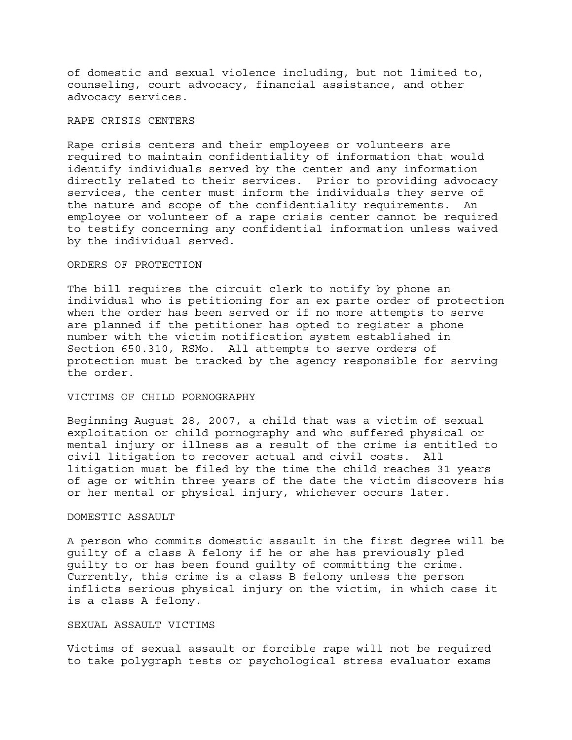of domestic and sexual violence including, but not limited to, counseling, court advocacy, financial assistance, and other advocacy services.

## RAPE CRISIS CENTERS

Rape crisis centers and their employees or volunteers are required to maintain confidentiality of information that would identify individuals served by the center and any information directly related to their services. Prior to providing advocacy services, the center must inform the individuals they serve of the nature and scope of the confidentiality requirements. An employee or volunteer of a rape crisis center cannot be required to testify concerning any confidential information unless waived by the individual served.

## ORDERS OF PROTECTION

The bill requires the circuit clerk to notify by phone an individual who is petitioning for an ex parte order of protection when the order has been served or if no more attempts to serve are planned if the petitioner has opted to register a phone number with the victim notification system established in Section 650.310, RSMo. All attempts to serve orders of protection must be tracked by the agency responsible for serving the order.

## VICTIMS OF CHILD PORNOGRAPHY

Beginning August 28, 2007, a child that was a victim of sexual exploitation or child pornography and who suffered physical or mental injury or illness as a result of the crime is entitled to civil litigation to recover actual and civil costs. All litigation must be filed by the time the child reaches 31 years of age or within three years of the date the victim discovers his or her mental or physical injury, whichever occurs later.

## DOMESTIC ASSAULT

A person who commits domestic assault in the first degree will be guilty of a class A felony if he or she has previously pled guilty to or has been found guilty of committing the crime. Currently, this crime is a class B felony unless the person inflicts serious physical injury on the victim, in which case it is a class A felony.

## SEXUAL ASSAULT VICTIMS

Victims of sexual assault or forcible rape will not be required to take polygraph tests or psychological stress evaluator exams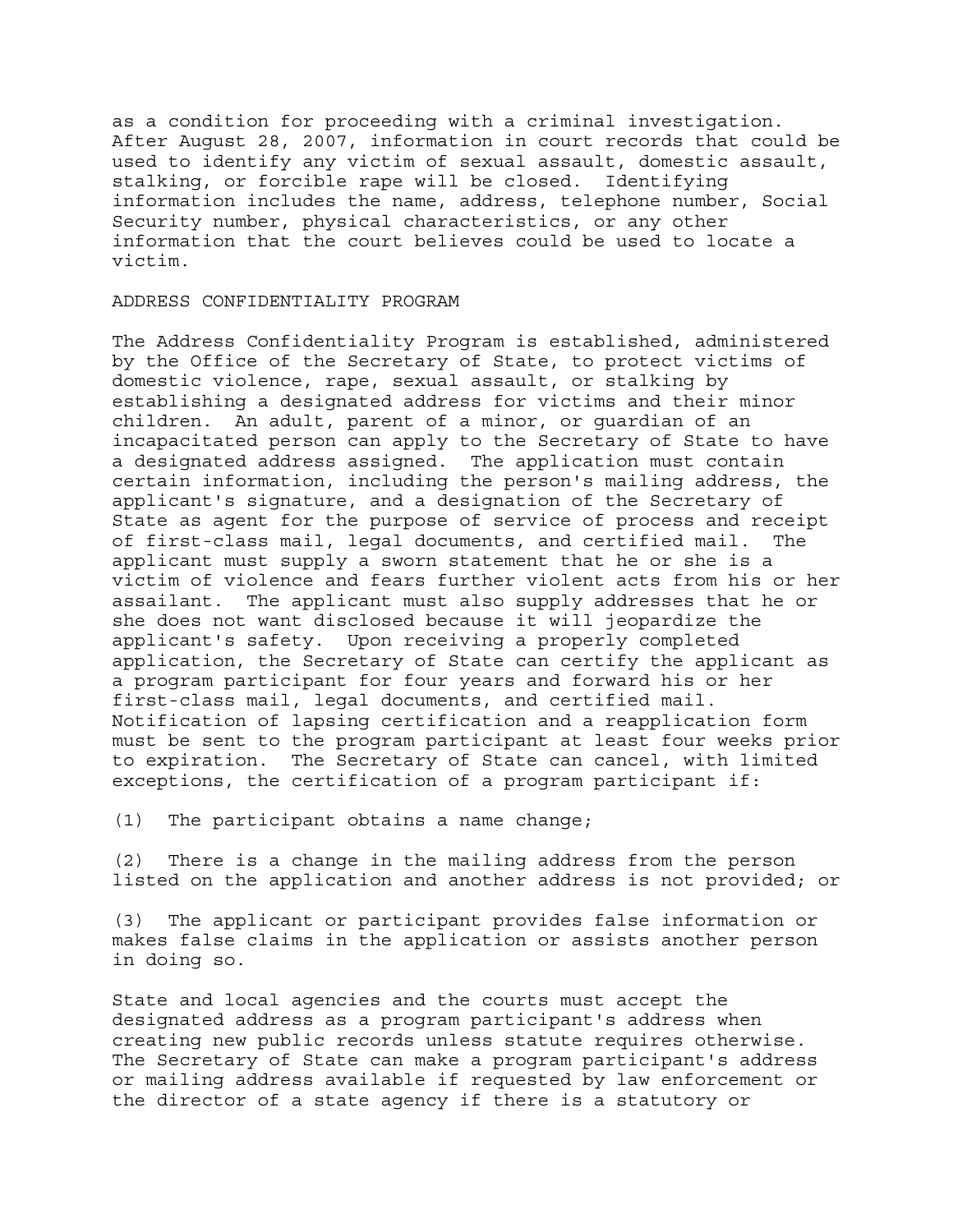as a condition for proceeding with a criminal investigation. After August 28, 2007, information in court records that could be used to identify any victim of sexual assault, domestic assault, stalking, or forcible rape will be closed. Identifying information includes the name, address, telephone number, Social Security number, physical characteristics, or any other information that the court believes could be used to locate a victim.

## ADDRESS CONFIDENTIALITY PROGRAM

The Address Confidentiality Program is established, administered by the Office of the Secretary of State, to protect victims of domestic violence, rape, sexual assault, or stalking by establishing a designated address for victims and their minor children. An adult, parent of a minor, or guardian of an incapacitated person can apply to the Secretary of State to have a designated address assigned. The application must contain certain information, including the person's mailing address, the applicant's signature, and a designation of the Secretary of State as agent for the purpose of service of process and receipt of first-class mail, legal documents, and certified mail. The applicant must supply a sworn statement that he or she is a victim of violence and fears further violent acts from his or her assailant. The applicant must also supply addresses that he or she does not want disclosed because it will jeopardize the applicant's safety. Upon receiving a properly completed application, the Secretary of State can certify the applicant as a program participant for four years and forward his or her first-class mail, legal documents, and certified mail. Notification of lapsing certification and a reapplication form must be sent to the program participant at least four weeks prior to expiration. The Secretary of State can cancel, with limited exceptions, the certification of a program participant if:

(1) The participant obtains a name change;

(2) There is a change in the mailing address from the person listed on the application and another address is not provided; or

(3) The applicant or participant provides false information or makes false claims in the application or assists another person in doing so.

State and local agencies and the courts must accept the designated address as a program participant's address when creating new public records unless statute requires otherwise. The Secretary of State can make a program participant's address or mailing address available if requested by law enforcement or the director of a state agency if there is a statutory or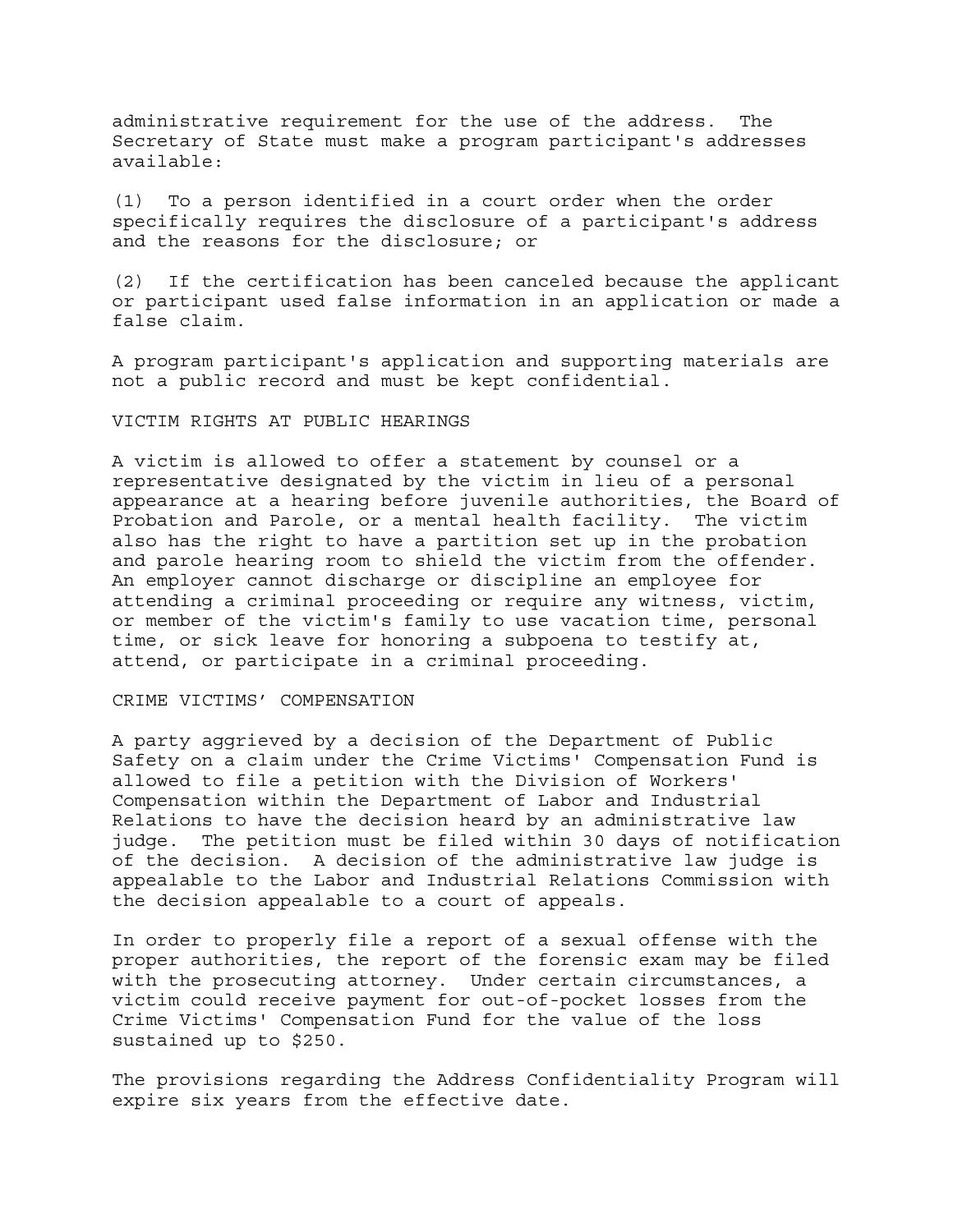administrative requirement for the use of the address. The Secretary of State must make a program participant's addresses available:

(1) To a person identified in a court order when the order specifically requires the disclosure of a participant's address and the reasons for the disclosure; or

(2) If the certification has been canceled because the applicant or participant used false information in an application or made a false claim.

A program participant's application and supporting materials are not a public record and must be kept confidential.

## VICTIM RIGHTS AT PUBLIC HEARINGS

A victim is allowed to offer a statement by counsel or a representative designated by the victim in lieu of a personal appearance at a hearing before juvenile authorities, the Board of Probation and Parole, or a mental health facility. The victim also has the right to have a partition set up in the probation and parole hearing room to shield the victim from the offender. An employer cannot discharge or discipline an employee for attending a criminal proceeding or require any witness, victim, or member of the victim's family to use vacation time, personal time, or sick leave for honoring a subpoena to testify at, attend, or participate in a criminal proceeding.

## CRIME VICTIMS’ COMPENSATION

A party aggrieved by a decision of the Department of Public Safety on a claim under the Crime Victims' Compensation Fund is allowed to file a petition with the Division of Workers' Compensation within the Department of Labor and Industrial Relations to have the decision heard by an administrative law judge. The petition must be filed within 30 days of notification of the decision. A decision of the administrative law judge is appealable to the Labor and Industrial Relations Commission with the decision appealable to a court of appeals.

In order to properly file a report of a sexual offense with the proper authorities, the report of the forensic exam may be filed with the prosecuting attorney. Under certain circumstances, a victim could receive payment for out-of-pocket losses from the Crime Victims' Compensation Fund for the value of the loss sustained up to $250.

The provisions regarding the Address Confidentiality Program will expire six years from the effective date.